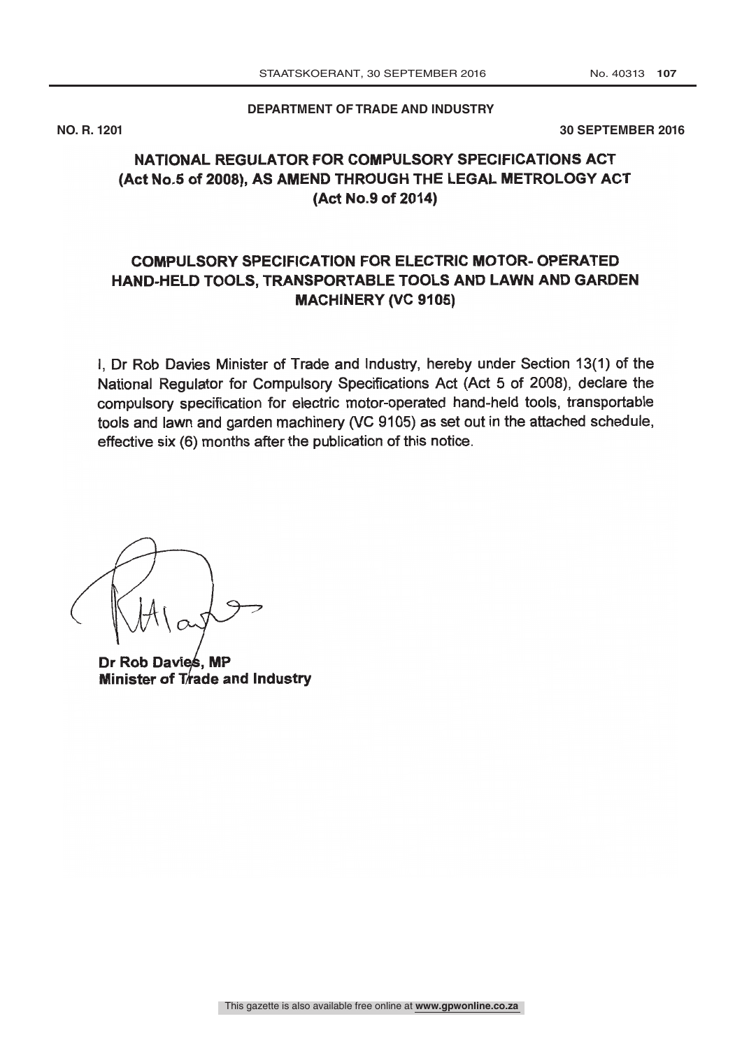**DEPARTMENT OF TRADE AND INDUSTRY**

**NO. R. 1201** **30 SEPTEMBER 2016**

# NATIONAL REGULATOR FOR COMPULSORY SPECIFICATIONS ACT (Act No.5 of 2008), AS AMEND THROUGH THE LEGAL METROLOGY ACT (Act No.9 of 2014)

## COMPULSORY SPECIFICATION FOR ELECTRIC MOTOR- OPERATED HAND-HELD TOOLS, TRANSPORTABLE TOOLS AND LAWN AND GARDEN MACHINERY (VC 9105)

I, Dr Rob Davies Minister of Trade and Industry, hereby under Section 13(1) of the National Regulator for Compulsory Specifications Act (Act 5 of 2008), declare the compulsory specification for electric motor-operated hand-held tools, transportable tools and lawn and garden machinery (VC 9105) as set out in the attached schedule, effective six (6) months after the publication of this notice.

**Dr Rob Davies, MP**
**Minister of Trade and Industry**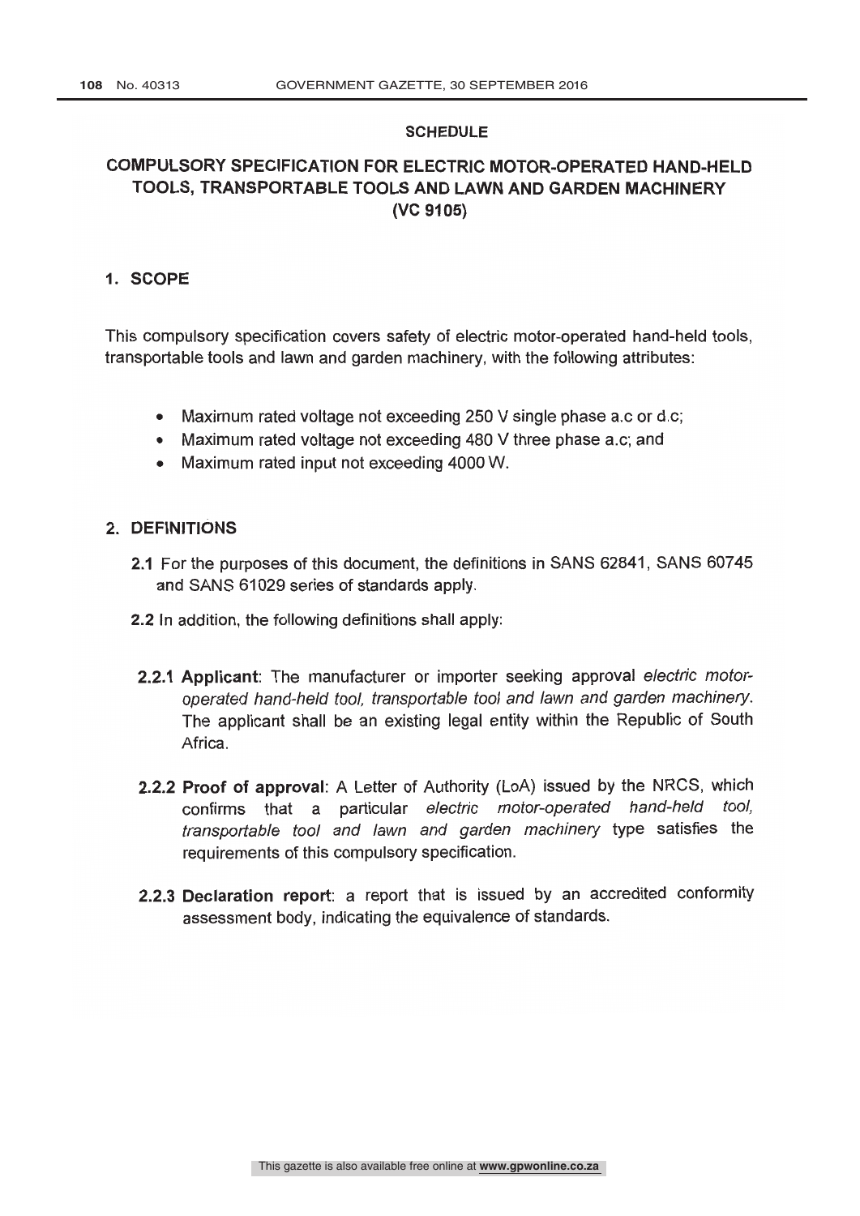**SCHEDULE**

# COMPULSORY SPECIFICATION FOR ELECTRIC MOTOR-OPERATED HAND-HELD TOOLS, TRANSPORTABLE TOOLS AND LAWN AND GARDEN MACHINERY (VC 9105)

## 1. SCOPE

This compulsory specification covers safety of electric motor-operated hand-held tools, transportable tools and lawn and garden machinery, with the following attributes:

- Maximum rated voltage not exceeding 250 V single phase a.c or d.c;
- Maximum rated voltage not exceeding 480 V three phase a.c; and
- Maximum rated input not exceeding 4000 W.

## 2. DEFINITIONS

**2.1** For the purposes of this document, the definitions in SANS 62841, SANS 60745 and SANS 61029 series of standards apply.

**2.2** In addition, the following definitions shall apply:

**2.2.1 Applicant**: The manufacturer or importer seeking approval *electric motor-operated hand-held tool, transportable tool and lawn and garden machinery*. The applicant shall be an existing legal entity within the Republic of South Africa.

**2.2.2 Proof of approval**: A Letter of Authority (LoA) issued by the NRCS, which confirms that a particular *electric motor-operated hand-held tool, transportable tool and lawn and garden machinery* type satisfies the requirements of this compulsory specification.

**2.2.3 Declaration report**: a report that is issued by an accredited conformity assessment body, indicating the equivalence of standards.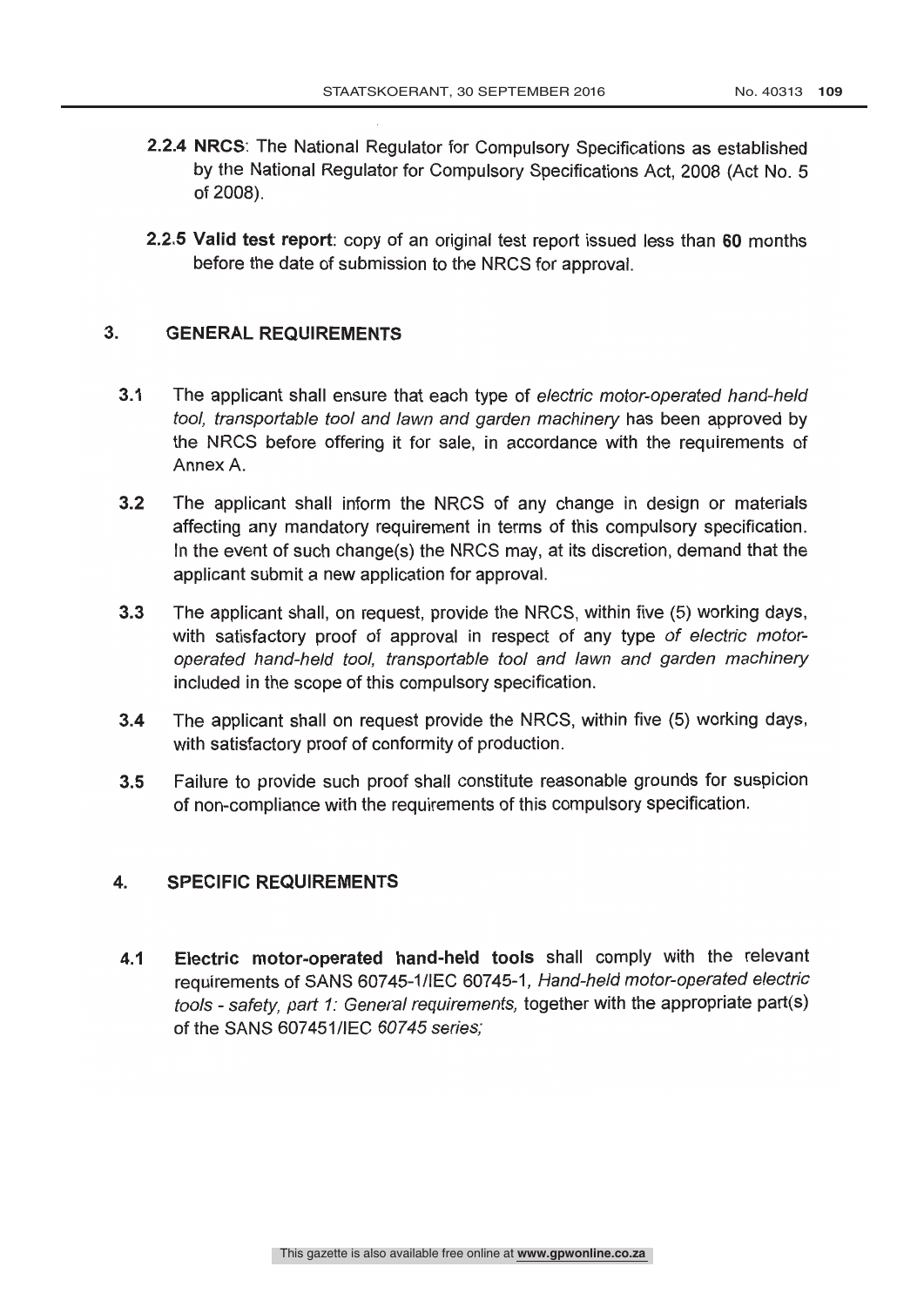**2.2.4 NRCS**: The National Regulator for Compulsory Specifications as established by the National Regulator for Compulsory Specifications Act, 2008 (Act No. 5 of 2008).

**2.2.5 Valid test report**: copy of an original test report issued less than **60** months before the date of submission to the NRCS for approval.

## 3. GENERAL REQUIREMENTS

**3.1** The applicant shall ensure that each type of *electric motor-operated hand-held tool, transportable tool and lawn and garden machinery* has been approved by the NRCS before offering it for sale, in accordance with the requirements of Annex A.

**3.2** The applicant shall inform the NRCS of any change in design or materials affecting any mandatory requirement in terms of this compulsory specification. In the event of such change(s) the NRCS may, at its discretion, demand that the applicant submit a new application for approval.

**3.3** The applicant shall, on request, provide the NRCS, within five (5) working days, with satisfactory proof of approval in respect of any type *of electric motor-operated hand-held tool, transportable tool and lawn and garden machinery* included in the scope of this compulsory specification.

**3.4** The applicant shall on request provide the NRCS, within five (5) working days, with satisfactory proof of conformity of production.

**3.5** Failure to provide such proof shall constitute reasonable grounds for suspicion of non-compliance with the requirements of this compulsory specification.

## 4. SPECIFIC REQUIREMENTS

**4.1** **Electric motor-operated hand-held tools** shall comply with the relevant requirements of SANS 60745-1/IEC 60745-1, *Hand-held motor-operated electric tools - safety, part 1: General requirements,* together with the appropriate part(s) of the SANS 607451/IEC *60745 series;*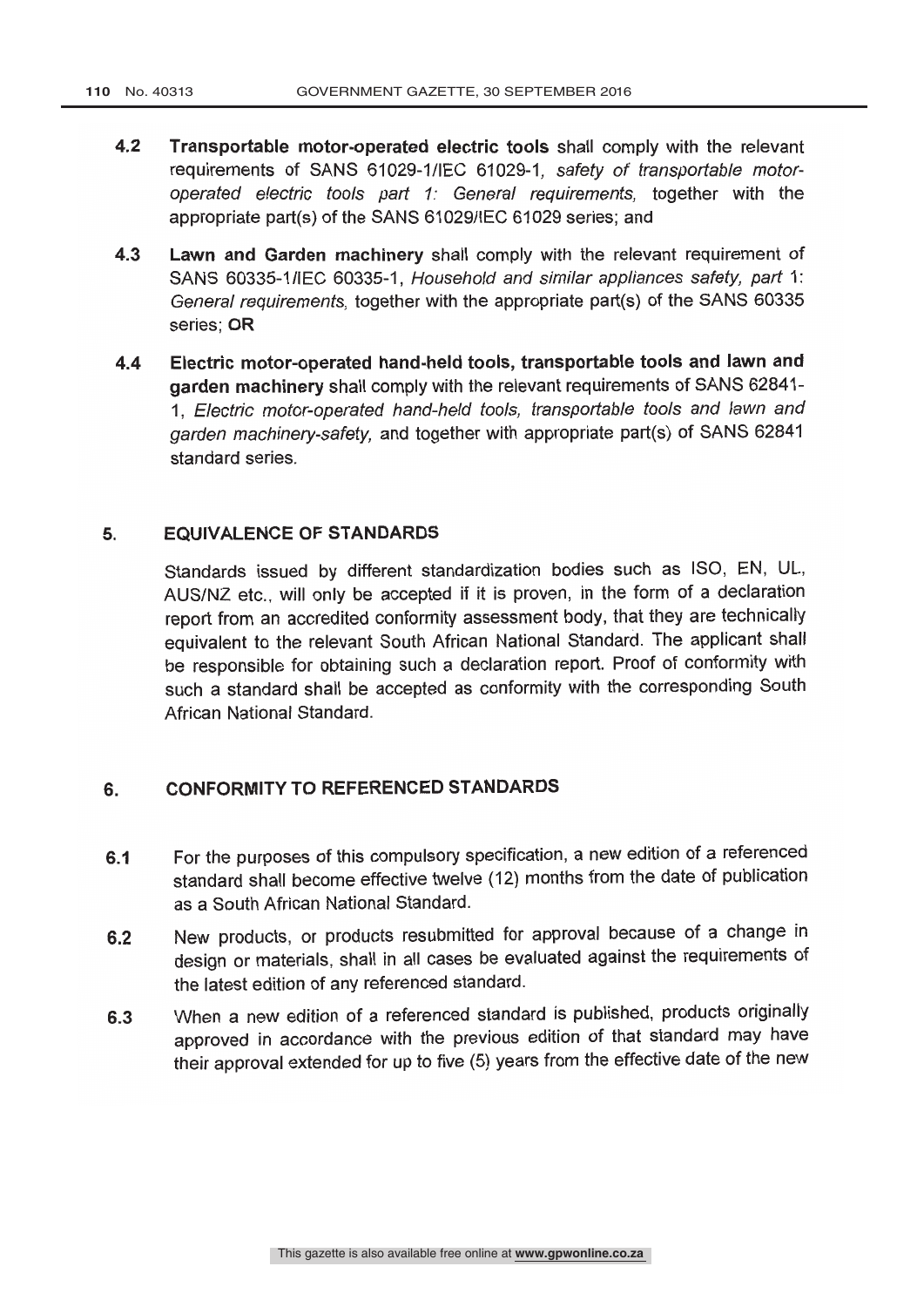**4.2** **Transportable motor-operated electric tools** shall comply with the relevant requirements of SANS 61029-1/IEC 61029-1, *safety of transportable motor-operated electric tools part 1: General requirements,* together with the appropriate part(s) of the SANS 61029/IEC 61029 series; and

**4.3** **Lawn and Garden machinery** shall comply with the relevant requirement of SANS 60335-1/IEC 60335-1, *Household and similar appliances safety, part 1: General requirements,* together with the appropriate part(s) of the SANS 60335 series; **OR**

**4.4** **Electric motor-operated hand-held tools, transportable tools and lawn and garden machinery** shall comply with the relevant requirements of SANS 62841-1, *Electric motor-operated hand-held tools, transportable tools and lawn and garden machinery-safety,* and together with appropriate part(s) of SANS 62841 standard series.

## 5. EQUIVALENCE OF STANDARDS

Standards issued by different standardization bodies such as ISO, EN, UL, AUS/NZ etc., will only be accepted if it is proven, in the form of a declaration report from an accredited conformity assessment body, that they are technically equivalent to the relevant South African National Standard. The applicant shall be responsible for obtaining such a declaration report. Proof of conformity with such a standard shall be accepted as conformity with the corresponding South African National Standard.

## 6. CONFORMITY TO REFERENCED STANDARDS

**6.1** For the purposes of this compulsory specification, a new edition of a referenced standard shall become effective twelve (12) months from the date of publication as a South African National Standard.

**6.2** New products, or products resubmitted for approval because of a change in design or materials, shall in all cases be evaluated against the requirements of the latest edition of any referenced standard.

**6.3** When a new edition of a referenced standard is published, products originally approved in accordance with the previous edition of that standard may have their approval extended for up to five (5) years from the effective date of the new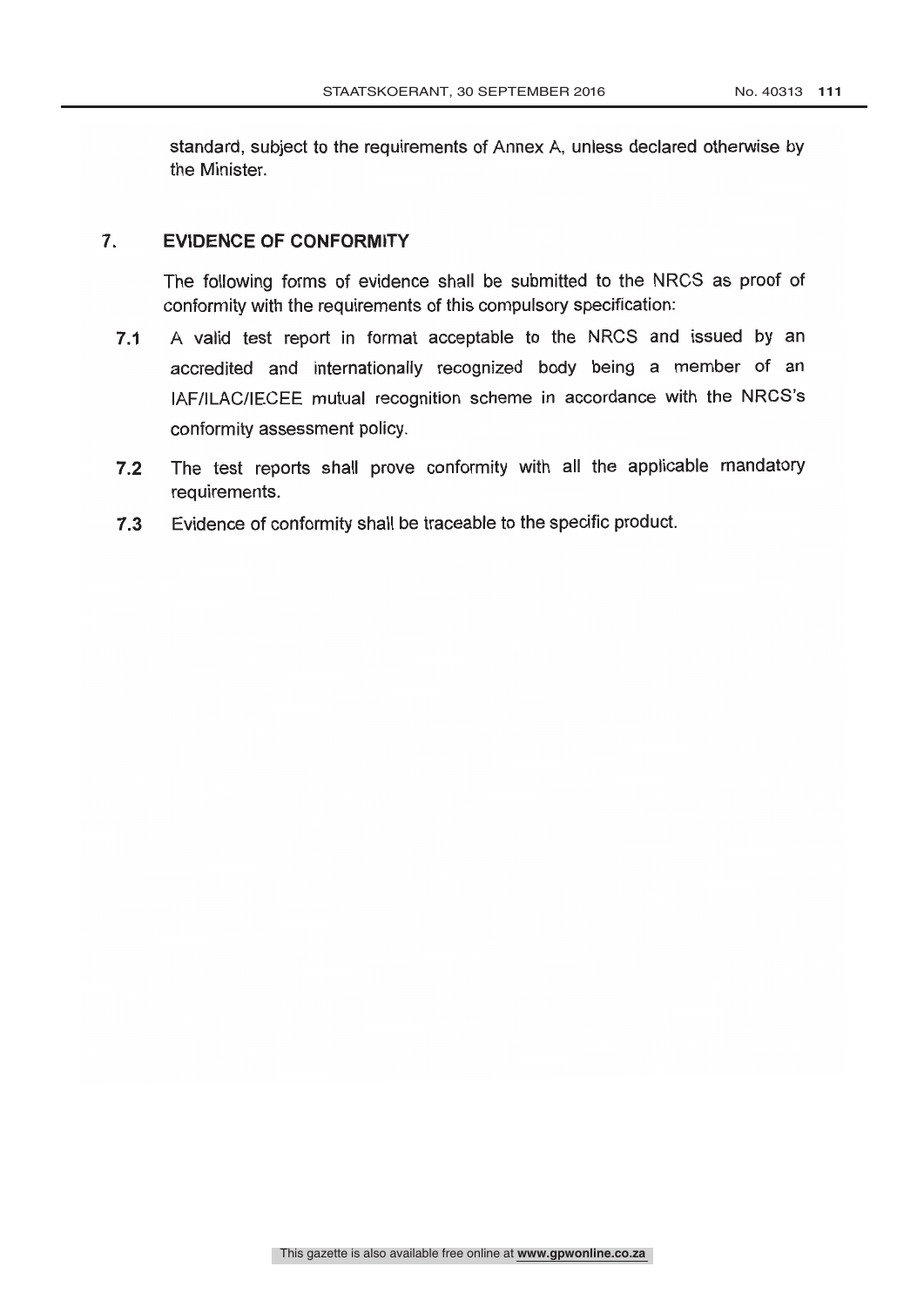standard, subject to the requirements of Annex A, unless declared otherwise by the Minister.

## 7. EVIDENCE OF CONFORMITY

The following forms of evidence shall be submitted to the NRCS as proof of conformity with the requirements of this compulsory specification:

**7.1** A valid test report in format acceptable to the NRCS and issued by an accredited and internationally recognized body being a member of an IAF/ILAC/IECEE mutual recognition scheme in accordance with the NRCS's conformity assessment policy.

**7.2** The test reports shall prove conformity with all the applicable mandatory requirements.

**7.3** Evidence of conformity shall be traceable to the specific product.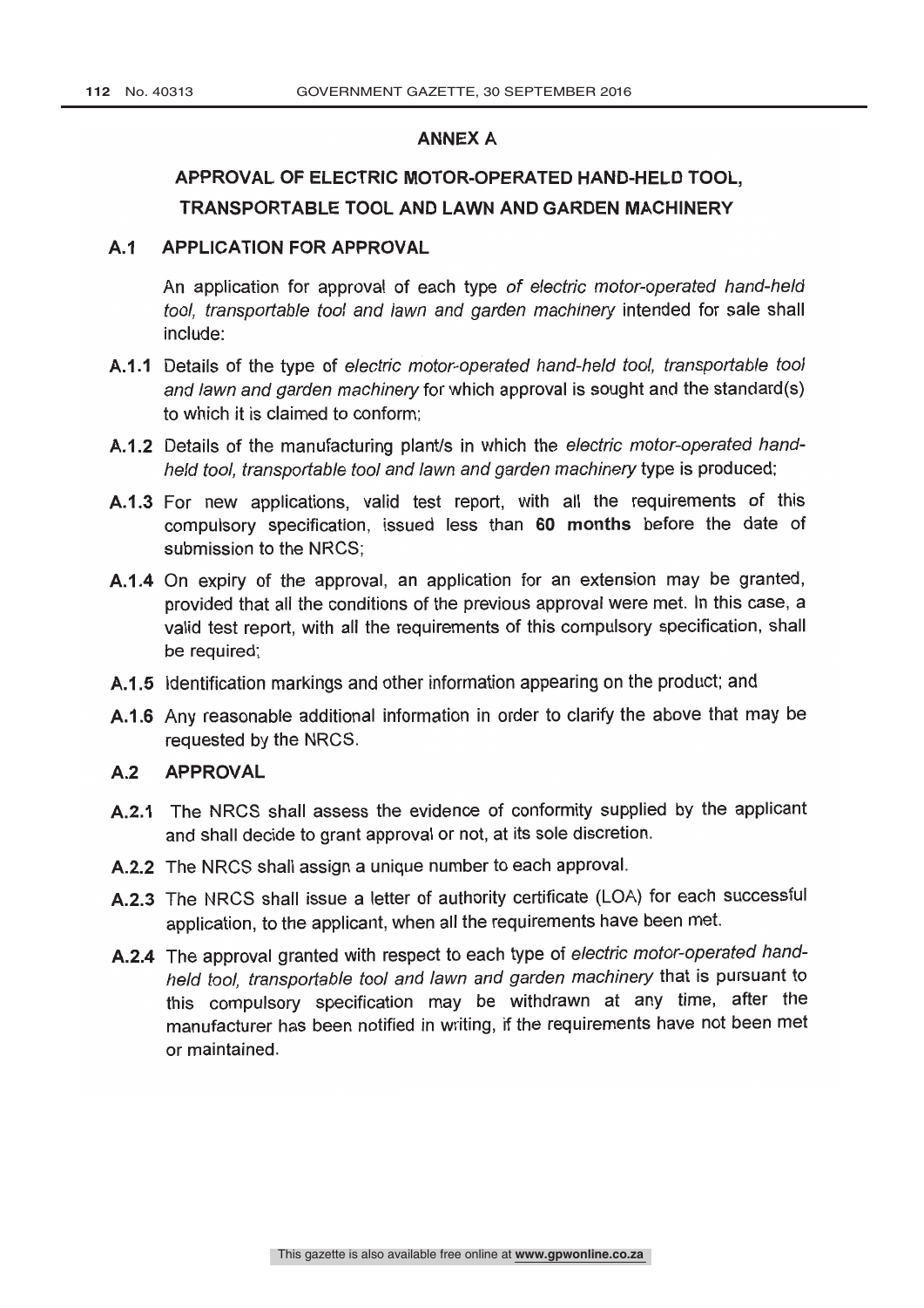## ANNEX A

## APPROVAL OF ELECTRIC MOTOR-OPERATED HAND-HELD TOOL, TRANSPORTABLE TOOL AND LAWN AND GARDEN MACHINERY

### A.1 APPLICATION FOR APPROVAL

An application for approval of each type *of electric motor-operated hand-held tool, transportable tool and lawn and garden machinery* intended for sale shall include:

**A.1.1** Details of the type of *electric motor-operated hand-held tool, transportable tool and lawn and garden machinery* for which approval is sought and the standard(s) to which it is claimed to conform;

**A.1.2** Details of the manufacturing plant/s in which the *electric motor-operated hand-held tool, transportable tool and lawn and garden machinery* type is produced;

**A.1.3** For new applications, valid test report, with all the requirements of this compulsory specification, issued less than **60 months** before the date of submission to the NRCS;

**A.1.4** On expiry of the approval, an application for an extension may be granted, provided that all the conditions of the previous approval were met. In this case, a valid test report, with all the requirements of this compulsory specification, shall be required;

**A.1.5** Identification markings and other information appearing on the product; and

**A.1.6** Any reasonable additional information in order to clarify the above that may be requested by the NRCS.

### A.2 APPROVAL

**A.2.1** The NRCS shall assess the evidence of conformity supplied by the applicant and shall decide to grant approval or not, at its sole discretion.

**A.2.2** The NRCS shall assign a unique number to each approval.

**A.2.3** The NRCS shall issue a letter of authority certificate (LOA) for each successful application, to the applicant, when all the requirements have been met.

**A.2.4** The approval granted with respect to each type of *electric motor-operated hand-held tool, transportable tool and lawn and garden machinery* that is pursuant to this compulsory specification may be withdrawn at any time, after the manufacturer has been notified in writing, if the requirements have not been met or maintained.